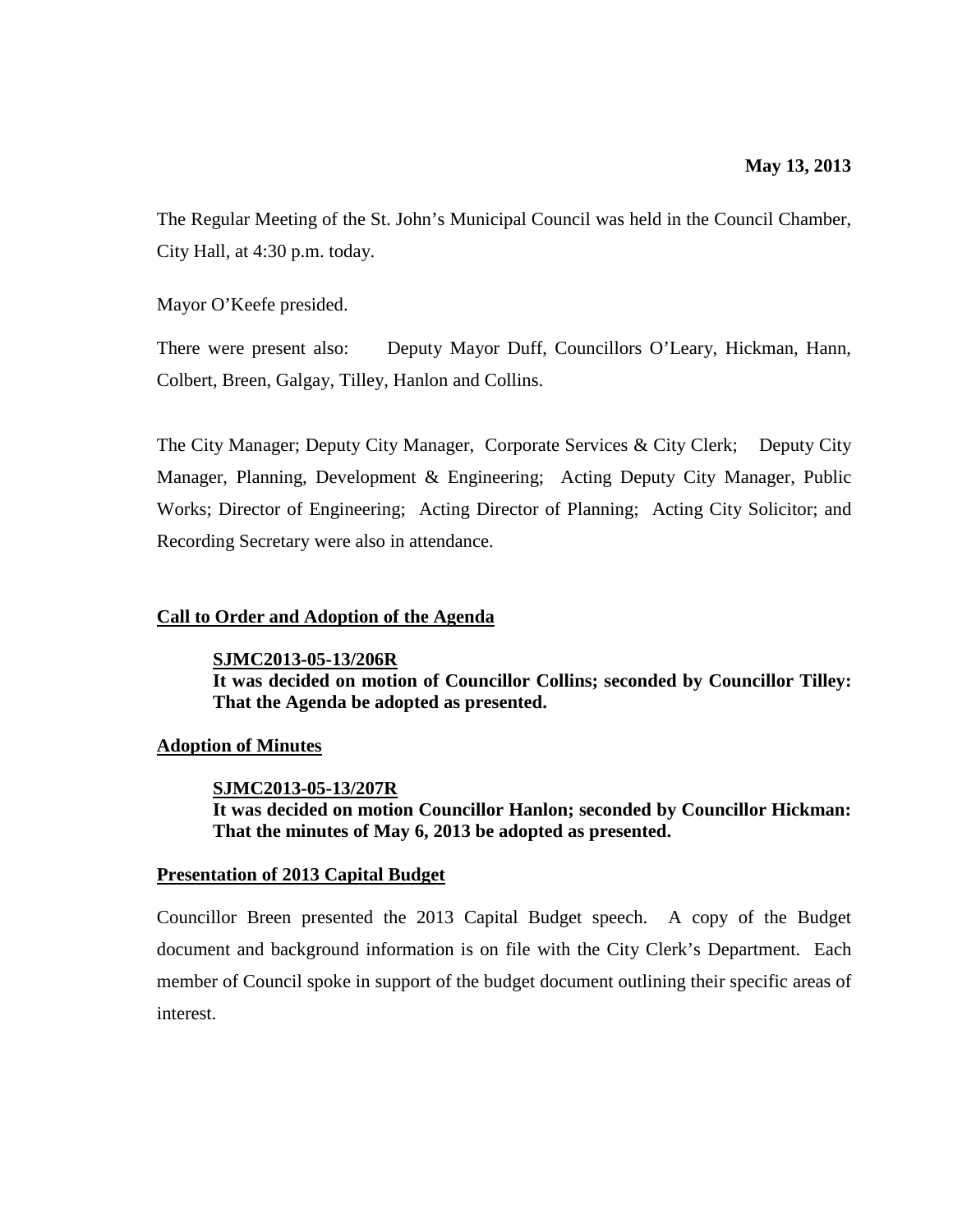**May 13, 2013**

The Regular Meeting of the St. John's Municipal Council was held in the Council Chamber, City Hall, at 4:30 p.m. today.

Mayor O'Keefe presided.

There were present also: Deputy Mayor Duff, Councillors O'Leary, Hickman, Hann, Colbert, Breen, Galgay, Tilley, Hanlon and Collins.

The City Manager; Deputy City Manager, Corporate Services & City Clerk; Deputy City Manager, Planning, Development & Engineering; Acting Deputy City Manager, Public Works; Director of Engineering; Acting Director of Planning; Acting City Solicitor; and Recording Secretary were also in attendance.

## Call to Order and Adoption of the Agenda

**SJMC2013-05-13/206R**
**It was decided on motion of Councillor Collins; seconded by Councillor Tilley: That the Agenda be adopted as presented.**

## Adoption of Minutes

**SJMC2013-05-13/207R**
**It was decided on motion Councillor Hanlon; seconded by Councillor Hickman: That the minutes of May 6, 2013 be adopted as presented.**

## Presentation of 2013 Capital Budget

Councillor Breen presented the 2013 Capital Budget speech. A copy of the Budget document and background information is on file with the City Clerk's Department. Each member of Council spoke in support of the budget document outlining their specific areas of interest.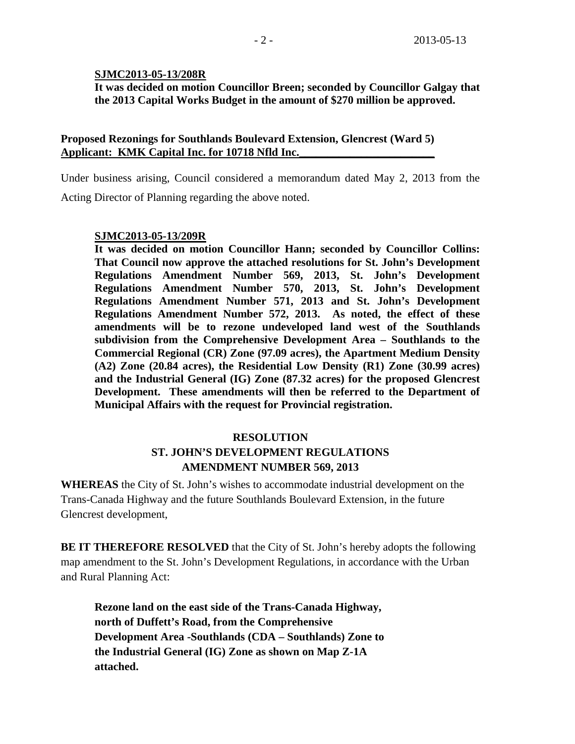**SJMC2013-05-13/208R**

**It was decided on motion Councillor Breen; seconded by Councillor Galgay that the 2013 Capital Works Budget in the amount of $270 million be approved.**

**Proposed Rezonings for Southlands Boulevard Extension, Glencrest (Ward 5)**
**Applicant: KMK Capital Inc. for 10718 Nfld Inc.**

Under business arising, Council considered a memorandum dated May 2, 2013 from the Acting Director of Planning regarding the above noted.

**SJMC2013-05-13/209R**

**It was decided on motion Councillor Hann; seconded by Councillor Collins: That Council now approve the attached resolutions for St. John's Development Regulations Amendment Number 569, 2013, St. John's Development Regulations Amendment Number 570, 2013, St. John's Development Regulations Amendment Number 571, 2013 and St. John's Development Regulations Amendment Number 572, 2013. As noted, the effect of these amendments will be to rezone undeveloped land west of the Southlands subdivision from the Comprehensive Development Area – Southlands to the Commercial Regional (CR) Zone (97.09 acres), the Apartment Medium Density (A2) Zone (20.84 acres), the Residential Low Density (R1) Zone (30.99 acres) and the Industrial General (IG) Zone (87.32 acres) for the proposed Glencrest Development. These amendments will then be referred to the Department of Municipal Affairs with the request for Provincial registration.**

**RESOLUTION**
**ST. JOHN'S DEVELOPMENT REGULATIONS**
**AMENDMENT NUMBER 569, 2013**

**WHEREAS** the City of St. John's wishes to accommodate industrial development on the Trans-Canada Highway and the future Southlands Boulevard Extension, in the future Glencrest development,

**BE IT THEREFORE RESOLVED** that the City of St. John's hereby adopts the following map amendment to the St. John's Development Regulations, in accordance with the Urban and Rural Planning Act:

**Rezone land on the east side of the Trans-Canada Highway, north of Duffett's Road, from the Comprehensive Development Area -Southlands (CDA – Southlands) Zone to the Industrial General (IG) Zone as shown on Map Z-1A attached.**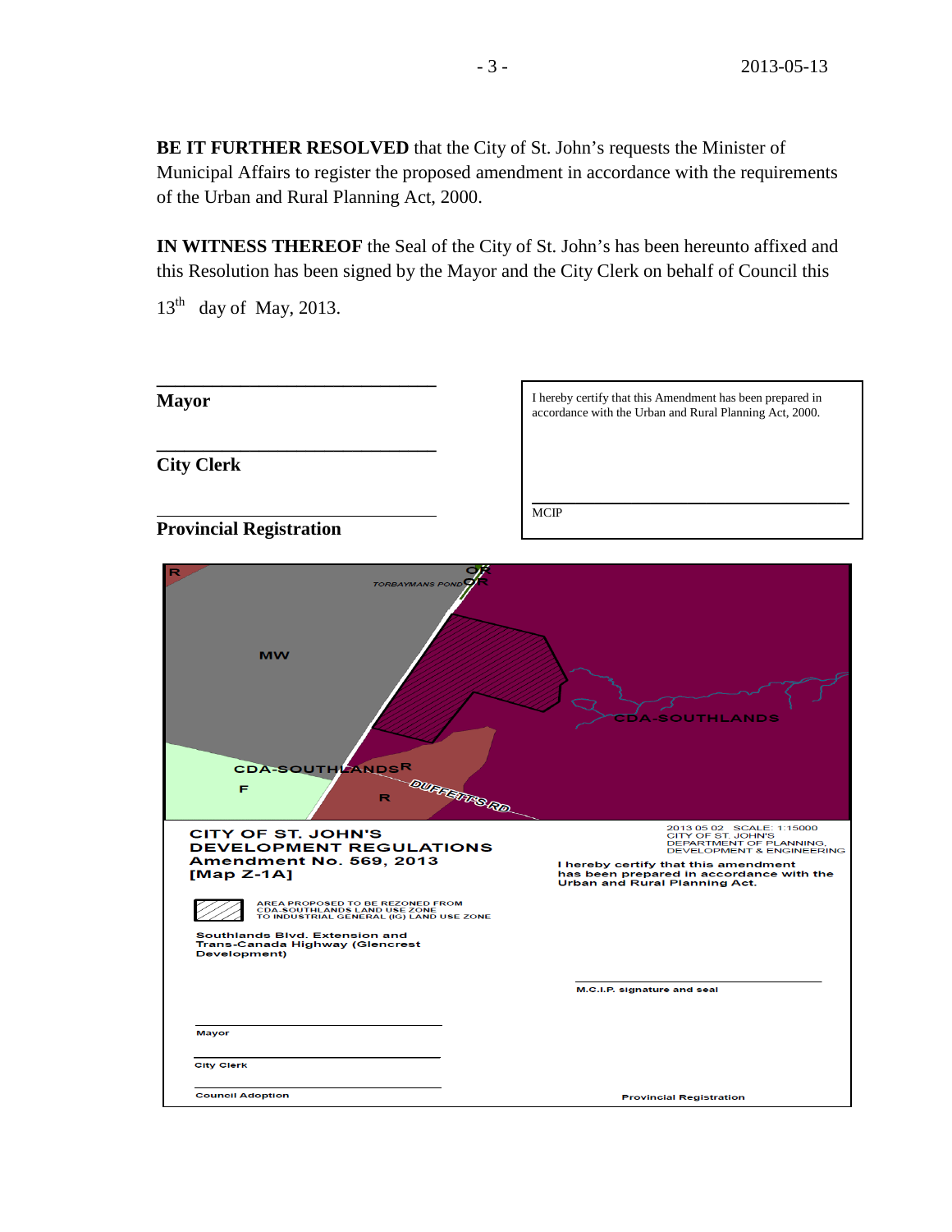**BE IT FURTHER RESOLVED** that the City of St. John's requests the Minister of Municipal Affairs to register the proposed amendment in accordance with the requirements of the Urban and Rural Planning Act, 2000.

**IN WITNESS THEREOF** the Seal of the City of St. John's has been hereunto affixed and this Resolution has been signed by the Mayor and the City Clerk on behalf of Council this

13th day of May, 2013.

______________________________

**Mayor**

______________________________

**City Clerk**

______________________________

**Provincial Registration**

I hereby certify that this Amendment has been prepared in accordance with the Urban and Rural Planning Act, 2000.

______________________________

MCIP

R

TORBAYMANS POND

OR

MW

CDA-SOUTHLANDS

CDA-SOUTHLANDS

R

F

R

DUFFETT'S RD

**CITY OF ST. JOHN'S**
**DEVELOPMENT REGULATIONS**
**Amendment No. 569, 2013**
**[Map Z-1A]**

2013 05 02 SCALE: 1:15000
CITY OF ST. JOHN'S
DEPARTMENT OF PLANNING, DEVELOPMENT & ENGINEERING

AREA PROPOSED TO BE REZONED FROM CDA-SOUTHLANDS LAND USE ZONE TO INDUSTRIAL GENERAL (IG) LAND USE ZONE

Southlands Blvd. Extension and Trans-Canada Highway (Glencrest Development)

I hereby certify that this amendment has been prepared in accordance with the Urban and Rural Planning Act.

______________________________

M.C.I.P. signature and seal

______________________________

Mayor

______________________________

City Clerk

______________________________

Council Adoption

Provincial Registration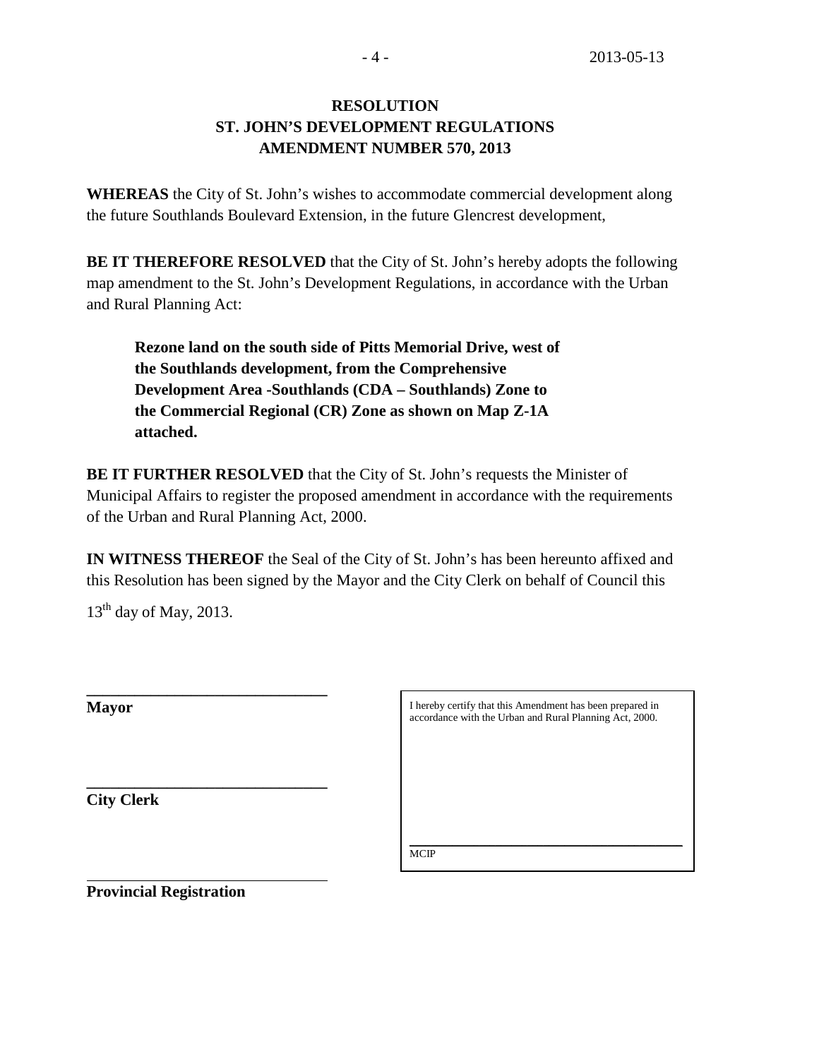# RESOLUTION
# ST. JOHN'S DEVELOPMENT REGULATIONS
# AMENDMENT NUMBER 570, 2013

**WHEREAS** the City of St. John's wishes to accommodate commercial development along the future Southlands Boulevard Extension, in the future Glencrest development,

**BE IT THEREFORE RESOLVED** that the City of St. John's hereby adopts the following map amendment to the St. John's Development Regulations, in accordance with the Urban and Rural Planning Act:

> **Rezone land on the south side of Pitts Memorial Drive, west of the Southlands development, from the Comprehensive Development Area -Southlands (CDA – Southlands) Zone to the Commercial Regional (CR) Zone as shown on Map Z-1A attached.**

**BE IT FURTHER RESOLVED** that the City of St. John's requests the Minister of Municipal Affairs to register the proposed amendment in accordance with the requirements of the Urban and Rural Planning Act, 2000.

**IN WITNESS THEREOF** the Seal of the City of St. John's has been hereunto affixed and this Resolution has been signed by the Mayor and the City Clerk on behalf of Council this 13th day of May, 2013.

______________________________
**Mayor**

______________________________
**City Clerk**

______________________________
**Provincial Registration**

I hereby certify that this Amendment has been prepared in accordance with the Urban and Rural Planning Act, 2000.

______________________________
MCIP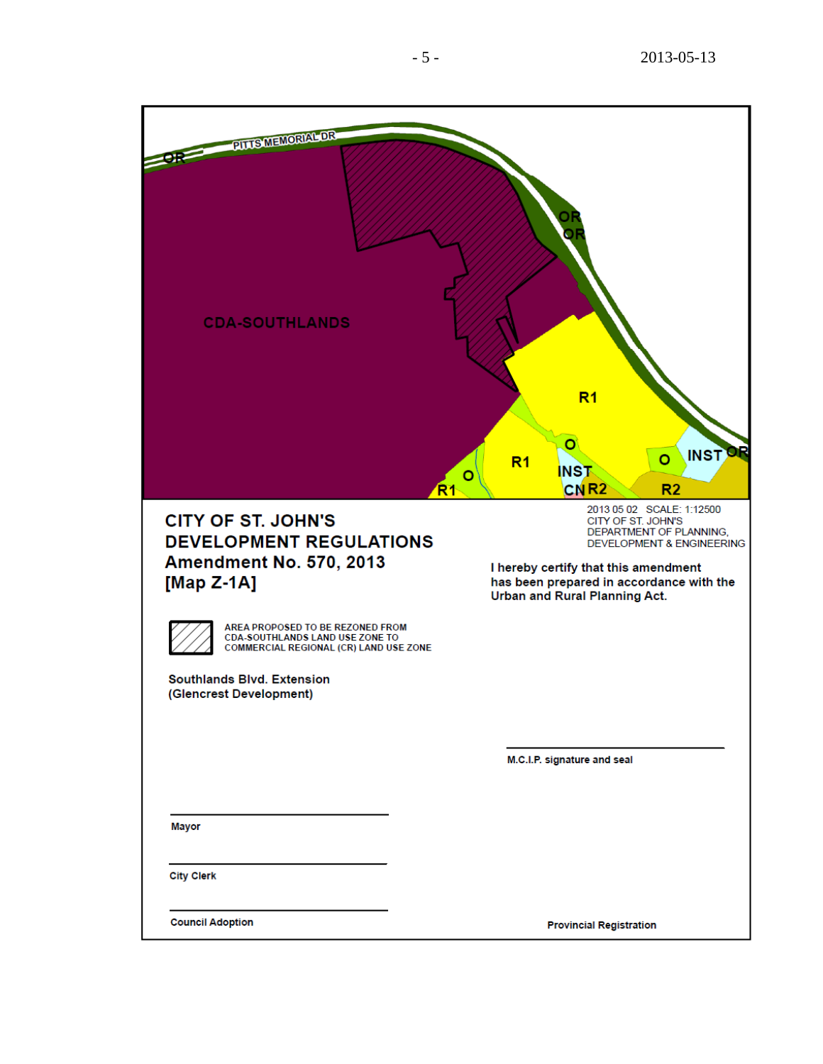PITTS MEMORIAL DR

OR

OR

OR

CDA-SOUTHLANDS

R1

O

R1

INST

O

INST

OR

O

R1

CN

R2

R2

2013 05 02 SCALE: 1:12500
CITY OF ST. JOHN'S
DEPARTMENT OF PLANNING,
DEVELOPMENT & ENGINEERING

# CITY OF ST. JOHN'S DEVELOPMENT REGULATIONS

## Amendment No. 570, 2013 [Map Z-1A]

AREA PROPOSED TO BE REZONED FROM CDA-SOUTHLANDS LAND USE ZONE TO COMMERCIAL REGIONAL (CR) LAND USE ZONE

**Southlands Blvd. Extension (Glencrest Development)**

**I hereby certify that this amendment has been prepared in accordance with the Urban and Rural Planning Act.**

______________________________
M.C.I.P. signature and seal

______________________________
Mayor

______________________________
City Clerk

______________________________
Council Adoption

Provincial Registration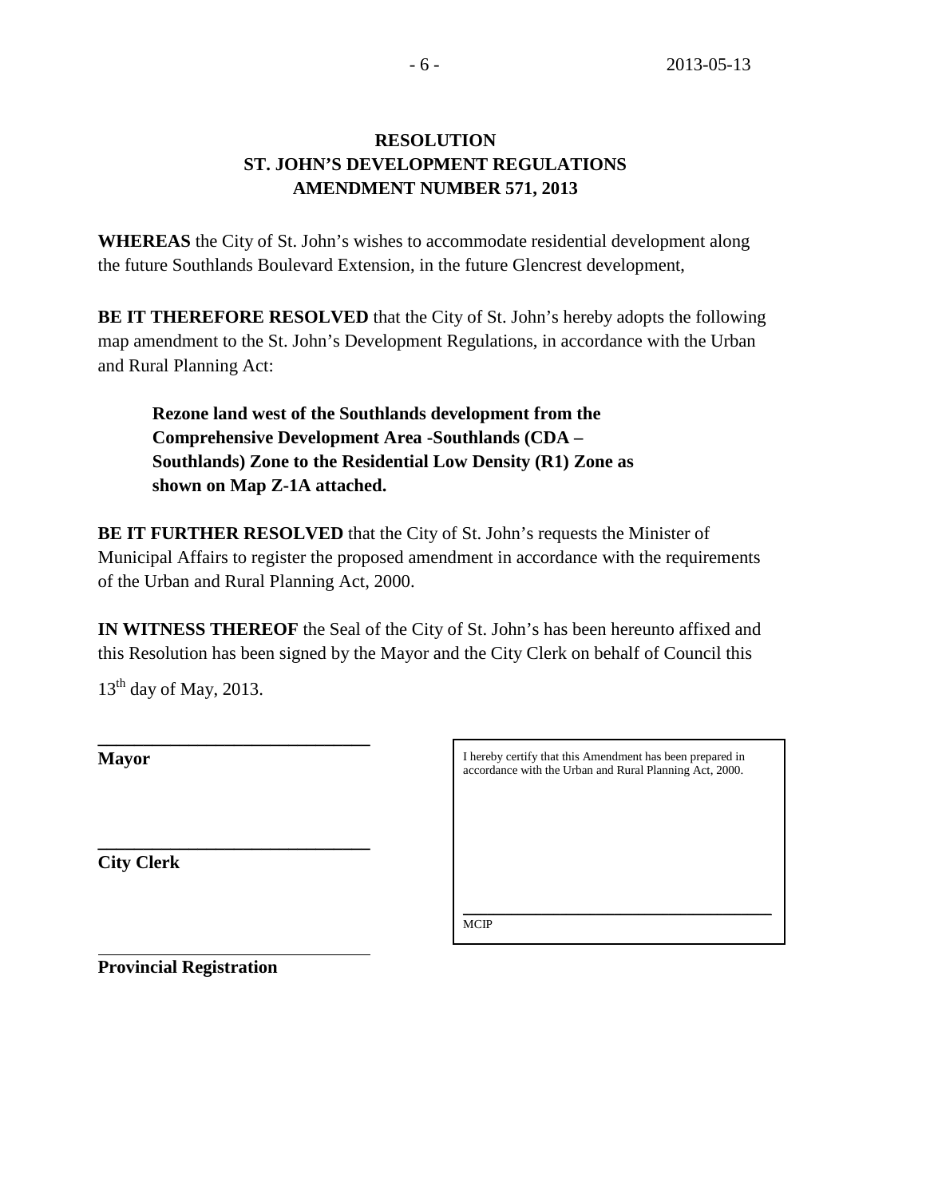# RESOLUTION
# ST. JOHN'S DEVELOPMENT REGULATIONS
# AMENDMENT NUMBER 571, 2013

**WHEREAS** the City of St. John's wishes to accommodate residential development along the future Southlands Boulevard Extension, in the future Glencrest development,

**BE IT THEREFORE RESOLVED** that the City of St. John's hereby adopts the following map amendment to the St. John's Development Regulations, in accordance with the Urban and Rural Planning Act:

> **Rezone land west of the Southlands development from the Comprehensive Development Area -Southlands (CDA – Southlands) Zone to the Residential Low Density (R1) Zone as shown on Map Z-1A attached.**

**BE IT FURTHER RESOLVED** that the City of St. John's requests the Minister of Municipal Affairs to register the proposed amendment in accordance with the requirements of the Urban and Rural Planning Act, 2000.

**IN WITNESS THEREOF** the Seal of the City of St. John's has been hereunto affixed and this Resolution has been signed by the Mayor and the City Clerk on behalf of Council this

13th day of May, 2013.

______________________________
**Mayor**

______________________________
**City Clerk**

______________________________
**Provincial Registration**

I hereby certify that this Amendment has been prepared in accordance with the Urban and Rural Planning Act, 2000.

______________________________
MCIP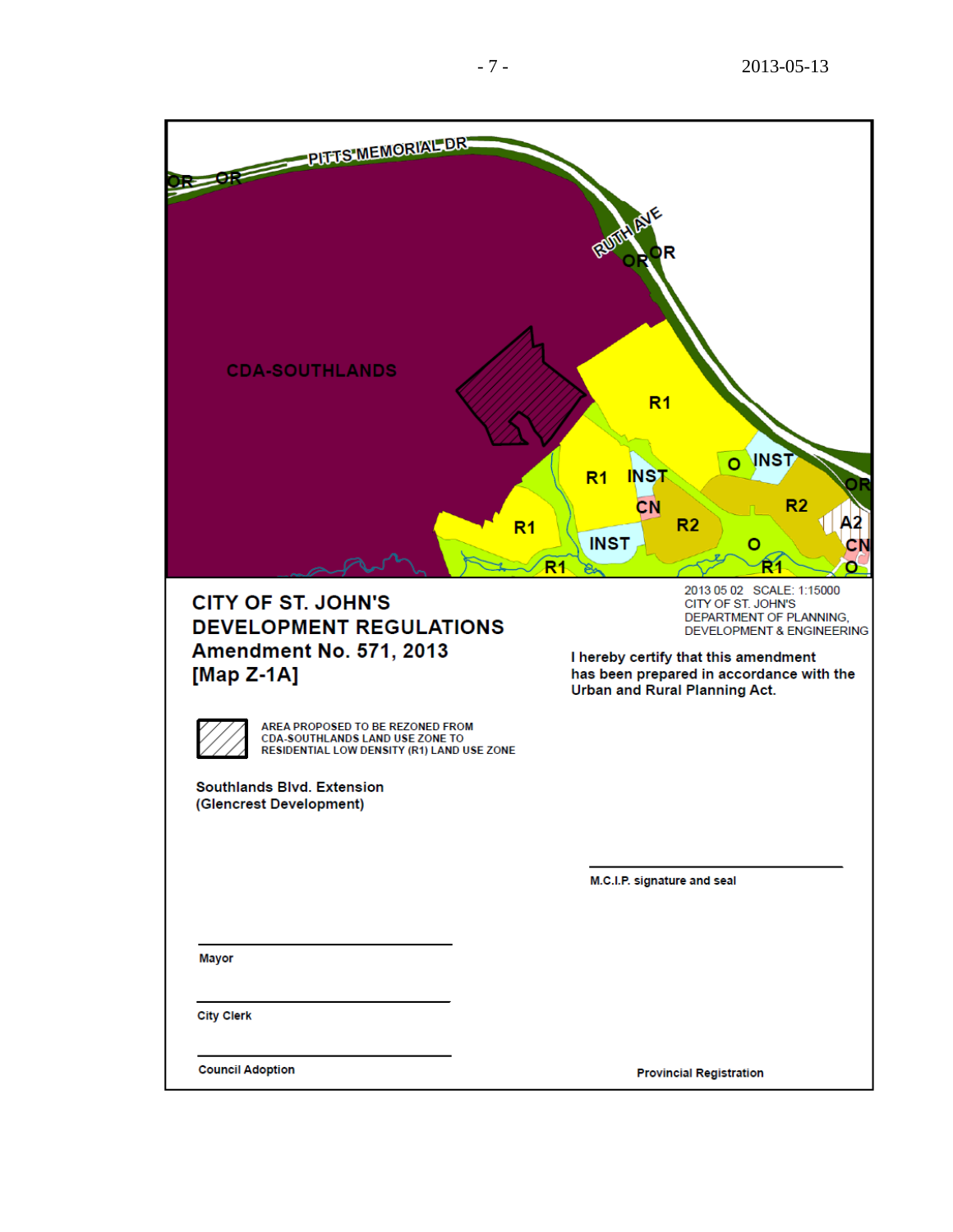PITTS MEMORIAL DR

OR OR

RUTH AVE

OR OR

CDA-SOUTHLANDS

R1

O INST

R1 INST

CN

R1 R2 R2 OR

A2

INST O CN

R1 R1 O

2013 05 02 SCALE: 1:15000
CITY OF ST. JOHN'S
DEPARTMENT OF PLANNING,
DEVELOPMENT & ENGINEERING

**CITY OF ST. JOHN'S**
**DEVELOPMENT REGULATIONS**
**Amendment No. 571, 2013**
**[Map Z-1A]**

**I hereby certify that this amendment has been prepared in accordance with the Urban and Rural Planning Act.**

AREA PROPOSED TO BE REZONED FROM CDA-SOUTHLANDS LAND USE ZONE TO RESIDENTIAL LOW DENSITY (R1) LAND USE ZONE

**Southlands Blvd. Extension**
**(Glencrest Development)**

M.C.I.P. signature and seal

Mayor

City Clerk

Council Adoption

Provincial Registration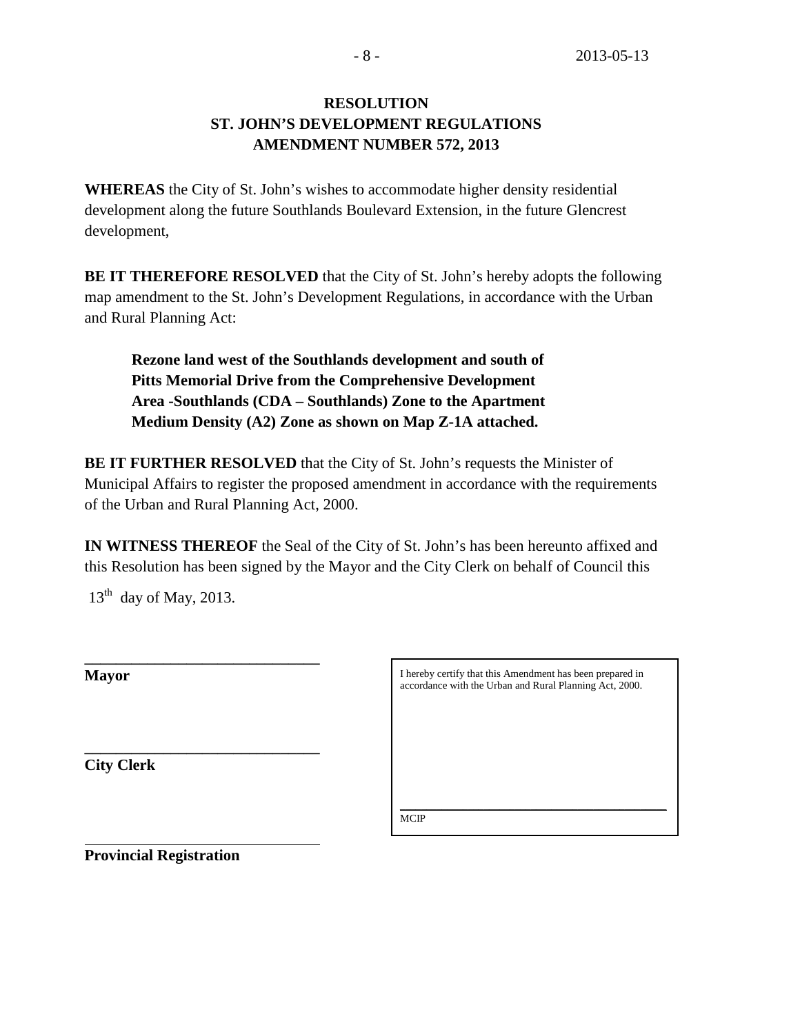**RESOLUTION**
**ST. JOHN'S DEVELOPMENT REGULATIONS**
**AMENDMENT NUMBER 572, 2013**

**WHEREAS** the City of St. John's wishes to accommodate higher density residential development along the future Southlands Boulevard Extension, in the future Glencrest development,

**BE IT THEREFORE RESOLVED** that the City of St. John's hereby adopts the following map amendment to the St. John's Development Regulations, in accordance with the Urban and Rural Planning Act:

> **Rezone land west of the Southlands development and south of Pitts Memorial Drive from the Comprehensive Development Area -Southlands (CDA – Southlands) Zone to the Apartment Medium Density (A2) Zone as shown on Map Z-1A attached.**

**BE IT FURTHER RESOLVED** that the City of St. John's requests the Minister of Municipal Affairs to register the proposed amendment in accordance with the requirements of the Urban and Rural Planning Act, 2000.

**IN WITNESS THEREOF** the Seal of the City of St. John's has been hereunto affixed and this Resolution has been signed by the Mayor and the City Clerk on behalf of Council this

13th day of May, 2013.

______________________________
**Mayor**

______________________________
**City Clerk**

______________________________
**Provincial Registration**

I hereby certify that this Amendment has been prepared in accordance with the Urban and Rural Planning Act, 2000.

______________________________
MCIP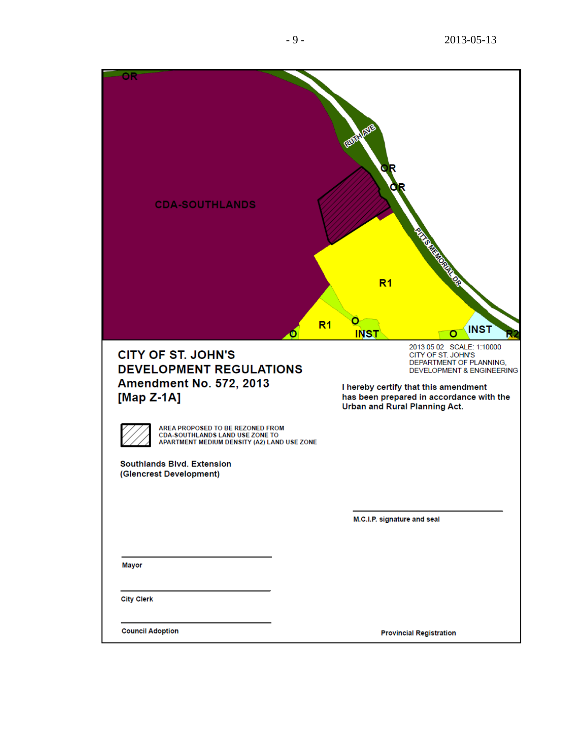OR

RUTH AVE

OR

OR

CDA-SOUTHLANDS

PITTS MEMORIAL DR

R1

R1

O

O

INST

O

INST

R2

2013 05 02 SCALE: 1:10000
CITY OF ST. JOHN'S
DEPARTMENT OF PLANNING,
DEVELOPMENT & ENGINEERING

# CITY OF ST. JOHN'S DEVELOPMENT REGULATIONS Amendment No. 572, 2013 [Map Z-1A]

**I hereby certify that this amendment has been prepared in accordance with the Urban and Rural Planning Act.**

AREA PROPOSED TO BE REZONED FROM CDA-SOUTHLANDS LAND USE ZONE TO APARTMENT MEDIUM DENSITY (A2) LAND USE ZONE

**Southlands Blvd. Extension (Glencrest Development)**

______________________________
**M.C.I.P. signature and seal**

______________________________
**Mayor**

______________________________
**City Clerk**

______________________________
**Council Adoption**

**Provincial Registration**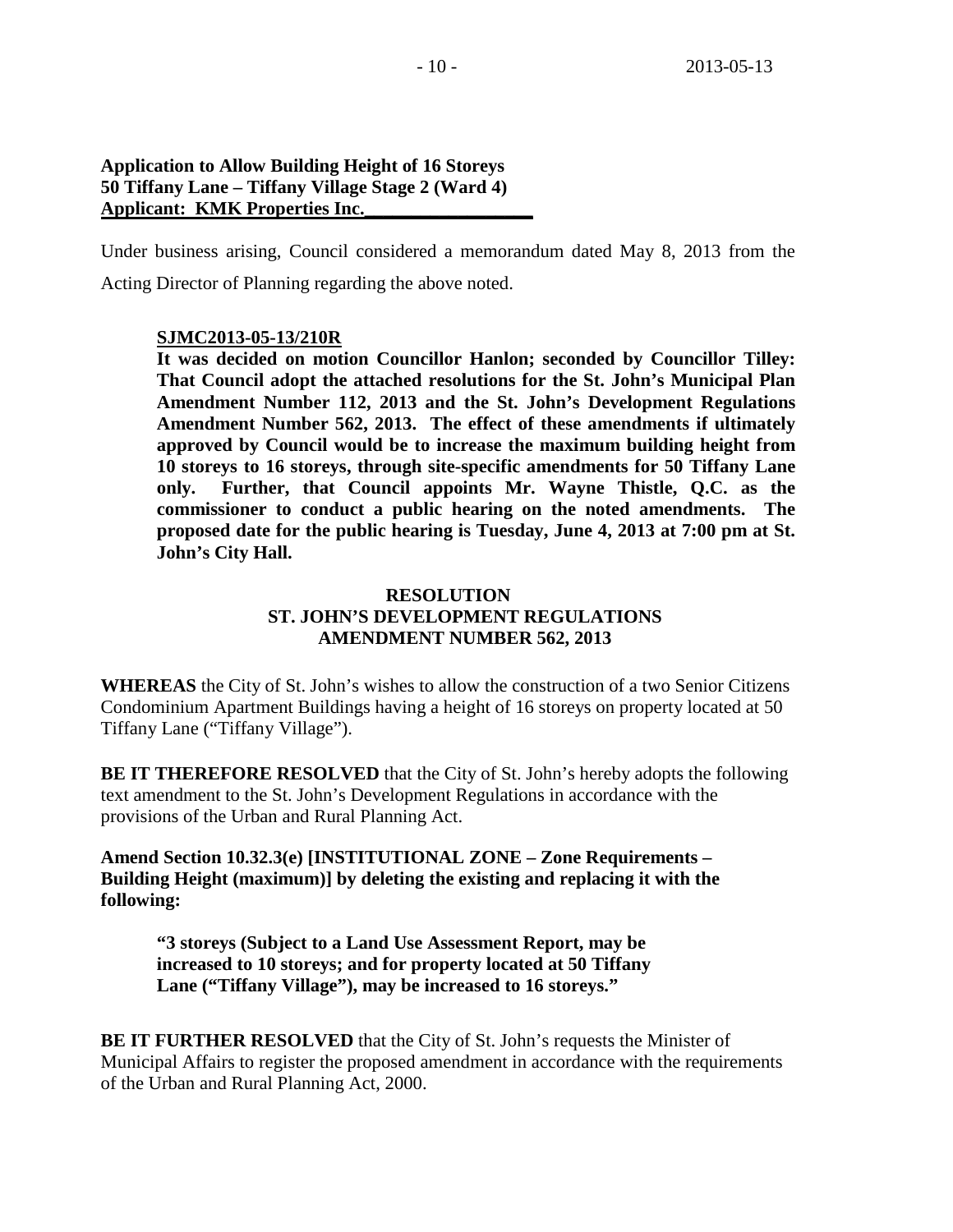**Application to Allow Building Height of 16 Storeys**
**50 Tiffany Lane – Tiffany Village Stage 2 (Ward 4)**
**Applicant: KMK Properties Inc.**

Under business arising, Council considered a memorandum dated May 8, 2013 from the Acting Director of Planning regarding the above noted.

**SJMC2013-05-13/210R**

**It was decided on motion Councillor Hanlon; seconded by Councillor Tilley: That Council adopt the attached resolutions for the St. John's Municipal Plan Amendment Number 112, 2013 and the St. John's Development Regulations Amendment Number 562, 2013. The effect of these amendments if ultimately approved by Council would be to increase the maximum building height from 10 storeys to 16 storeys, through site-specific amendments for 50 Tiffany Lane only. Further, that Council appoints Mr. Wayne Thistle, Q.C. as the commissioner to conduct a public hearing on the noted amendments. The proposed date for the public hearing is Tuesday, June 4, 2013 at 7:00 pm at St. John's City Hall.**

**RESOLUTION**
**ST. JOHN'S DEVELOPMENT REGULATIONS**
**AMENDMENT NUMBER 562, 2013**

**WHEREAS** the City of St. John's wishes to allow the construction of a two Senior Citizens Condominium Apartment Buildings having a height of 16 storeys on property located at 50 Tiffany Lane ("Tiffany Village").

**BE IT THEREFORE RESOLVED** that the City of St. John's hereby adopts the following text amendment to the St. John's Development Regulations in accordance with the provisions of the Urban and Rural Planning Act.

**Amend Section 10.32.3(e) [INSTITUTIONAL ZONE – Zone Requirements – Building Height (maximum)] by deleting the existing and replacing it with the following:**

**"3 storeys (Subject to a Land Use Assessment Report, may be increased to 10 storeys; and for property located at 50 Tiffany Lane ("Tiffany Village"), may be increased to 16 storeys."**

**BE IT FURTHER RESOLVED** that the City of St. John's requests the Minister of Municipal Affairs to register the proposed amendment in accordance with the requirements of the Urban and Rural Planning Act, 2000.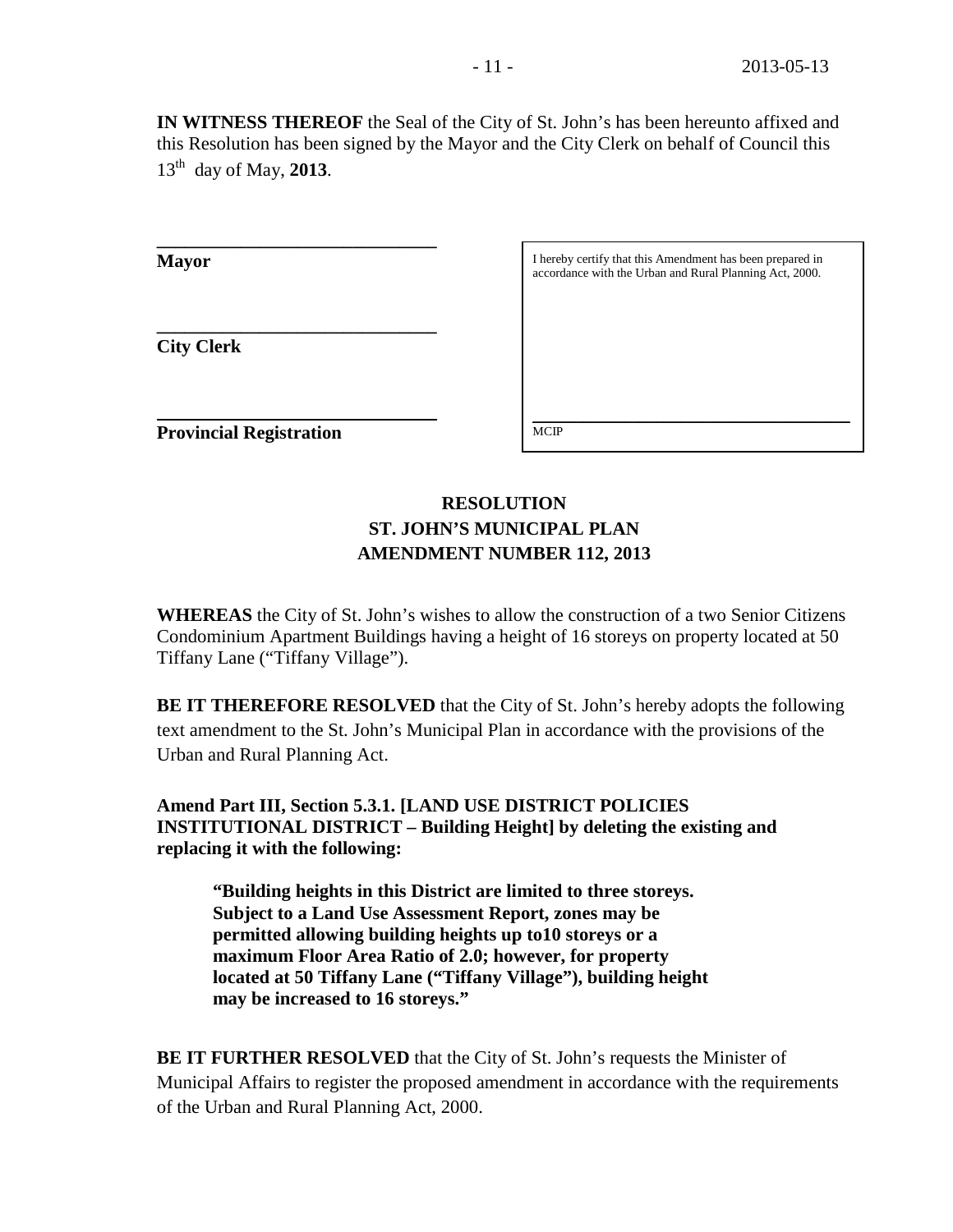**IN WITNESS THEREOF** the Seal of the City of St. John's has been hereunto affixed and this Resolution has been signed by the Mayor and the City Clerk on behalf of Council this 13th day of May, **2013**.

______________________________
**Mayor**

______________________________
**City Clerk**

______________________________
**Provincial Registration**

I hereby certify that this Amendment has been prepared in accordance with the Urban and Rural Planning Act, 2000.

______________________________
MCIP

## RESOLUTION
## ST. JOHN'S MUNICIPAL PLAN
## AMENDMENT NUMBER 112, 2013

**WHEREAS** the City of St. John's wishes to allow the construction of a two Senior Citizens Condominium Apartment Buildings having a height of 16 storeys on property located at 50 Tiffany Lane ("Tiffany Village").

**BE IT THEREFORE RESOLVED** that the City of St. John's hereby adopts the following text amendment to the St. John's Municipal Plan in accordance with the provisions of the Urban and Rural Planning Act.

**Amend Part III, Section 5.3.1. [LAND USE DISTRICT POLICIES INSTITUTIONAL DISTRICT – Building Height] by deleting the existing and replacing it with the following:**

> **"Building heights in this District are limited to three storeys. Subject to a Land Use Assessment Report, zones may be permitted allowing building heights up to10 storeys or a maximum Floor Area Ratio of 2.0; however, for property located at 50 Tiffany Lane ("Tiffany Village"), building height may be increased to 16 storeys."**

**BE IT FURTHER RESOLVED** that the City of St. John's requests the Minister of Municipal Affairs to register the proposed amendment in accordance with the requirements of the Urban and Rural Planning Act, 2000.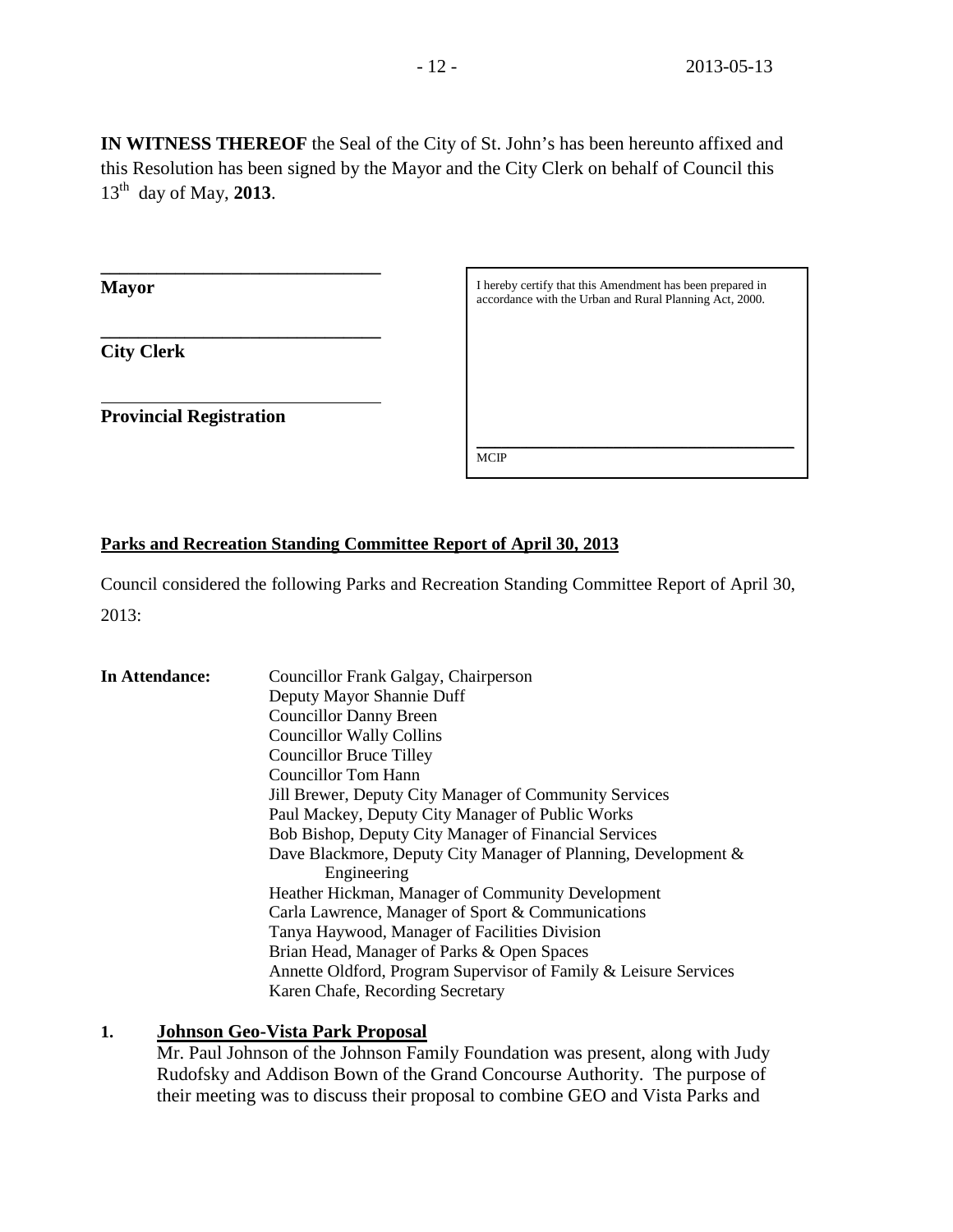**IN WITNESS THEREOF** the Seal of the City of St. John's has been hereunto affixed and this Resolution has been signed by the Mayor and the City Clerk on behalf of Council this 13th day of May, **2013**.

______________________________
**Mayor**

______________________________
**City Clerk**

______________________________
**Provincial Registration**

> I hereby certify that this Amendment has been prepared in accordance with the Urban and Rural Planning Act, 2000.
>
> ______________________________
> MCIP

**Parks and Recreation Standing Committee Report of April 30, 2013**

Council considered the following Parks and Recreation Standing Committee Report of April 30, 2013:

**In Attendance:**
- Councillor Frank Galgay, Chairperson
- Deputy Mayor Shannie Duff
- Councillor Danny Breen
- Councillor Wally Collins
- Councillor Bruce Tilley
- Councillor Tom Hann
- Jill Brewer, Deputy City Manager of Community Services
- Paul Mackey, Deputy City Manager of Public Works
- Bob Bishop, Deputy City Manager of Financial Services
- Dave Blackmore, Deputy City Manager of Planning, Development & Engineering
- Heather Hickman, Manager of Community Development
- Carla Lawrence, Manager of Sport & Communications
- Tanya Haywood, Manager of Facilities Division
- Brian Head, Manager of Parks & Open Spaces
- Annette Oldford, Program Supervisor of Family & Leisure Services
- Karen Chafe, Recording Secretary

**1. Johnson Geo-Vista Park Proposal**

Mr. Paul Johnson of the Johnson Family Foundation was present, along with Judy Rudofsky and Addison Bown of the Grand Concourse Authority. The purpose of their meeting was to discuss their proposal to combine GEO and Vista Parks and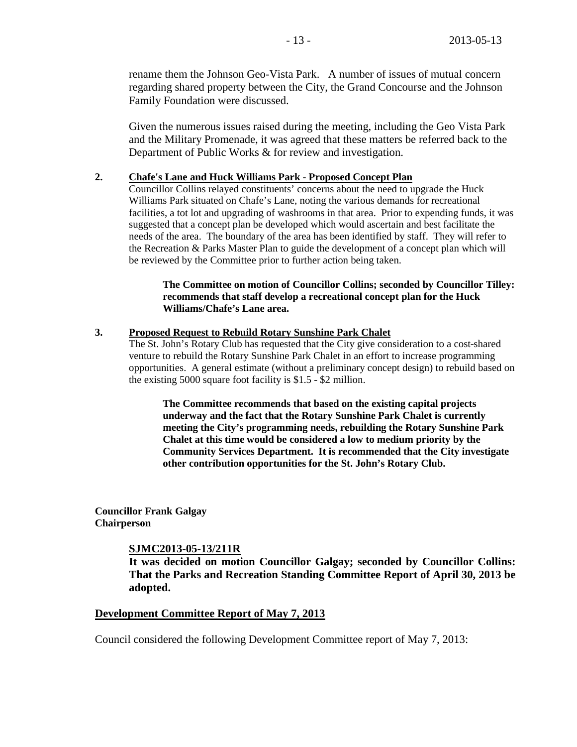rename them the Johnson Geo-Vista Park. A number of issues of mutual concern regarding shared property between the City, the Grand Concourse and the Johnson Family Foundation were discussed.

Given the numerous issues raised during the meeting, including the Geo Vista Park and the Military Promenade, it was agreed that these matters be referred back to the Department of Public Works & for review and investigation.

**2. Chafe's Lane and Huck Williams Park - Proposed Concept Plan**

Councillor Collins relayed constituents' concerns about the need to upgrade the Huck Williams Park situated on Chafe's Lane, noting the various demands for recreational facilities, a tot lot and upgrading of washrooms in that area. Prior to expending funds, it was suggested that a concept plan be developed which would ascertain and best facilitate the needs of the area. The boundary of the area has been identified by staff. They will refer to the Recreation & Parks Master Plan to guide the development of a concept plan which will be reviewed by the Committee prior to further action being taken.

**The Committee on motion of Councillor Collins; seconded by Councillor Tilley: recommends that staff develop a recreational concept plan for the Huck Williams/Chafe's Lane area.**

**3. Proposed Request to Rebuild Rotary Sunshine Park Chalet**

The St. John's Rotary Club has requested that the City give consideration to a cost-shared venture to rebuild the Rotary Sunshine Park Chalet in an effort to increase programming opportunities. A general estimate (without a preliminary concept design) to rebuild based on the existing 5000 square foot facility is $1.5 - $2 million.

**The Committee recommends that based on the existing capital projects underway and the fact that the Rotary Sunshine Park Chalet is currently meeting the City's programming needs, rebuilding the Rotary Sunshine Park Chalet at this time would be considered a low to medium priority by the Community Services Department. It is recommended that the City investigate other contribution opportunities for the St. John's Rotary Club.**

**Councillor Frank Galgay**
**Chairperson**

**SJMC2013-05-13/211R**

**It was decided on motion Councillor Galgay; seconded by Councillor Collins: That the Parks and Recreation Standing Committee Report of April 30, 2013 be adopted.**

**Development Committee Report of May 7, 2013**

Council considered the following Development Committee report of May 7, 2013: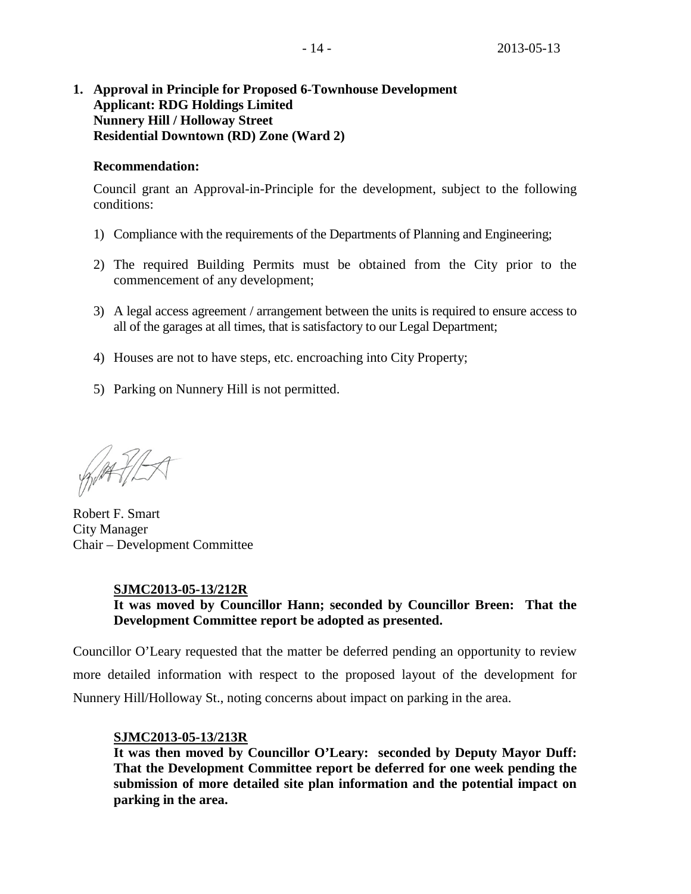**1. Approval in Principle for Proposed 6-Townhouse Development**
**Applicant: RDG Holdings Limited**
**Nunnery Hill / Holloway Street**
**Residential Downtown (RD) Zone (Ward 2)**

**Recommendation:**

Council grant an Approval-in-Principle for the development, subject to the following conditions:

1) Compliance with the requirements of the Departments of Planning and Engineering;

2) The required Building Permits must be obtained from the City prior to the commencement of any development;

3) A legal access agreement / arrangement between the units is required to ensure access to all of the garages at all times, that is satisfactory to our Legal Department;

4) Houses are not to have steps, etc. encroaching into City Property;

5) Parking on Nunnery Hill is not permitted.

Robert F. Smart
City Manager
Chair – Development Committee

**SJMC2013-05-13/212R**
**It was moved by Councillor Hann; seconded by Councillor Breen: That the Development Committee report be adopted as presented.**

Councillor O'Leary requested that the matter be deferred pending an opportunity to review more detailed information with respect to the proposed layout of the development for Nunnery Hill/Holloway St., noting concerns about impact on parking in the area.

**SJMC2013-05-13/213R**
**It was then moved by Councillor O'Leary: seconded by Deputy Mayor Duff: That the Development Committee report be deferred for one week pending the submission of more detailed site plan information and the potential impact on parking in the area.**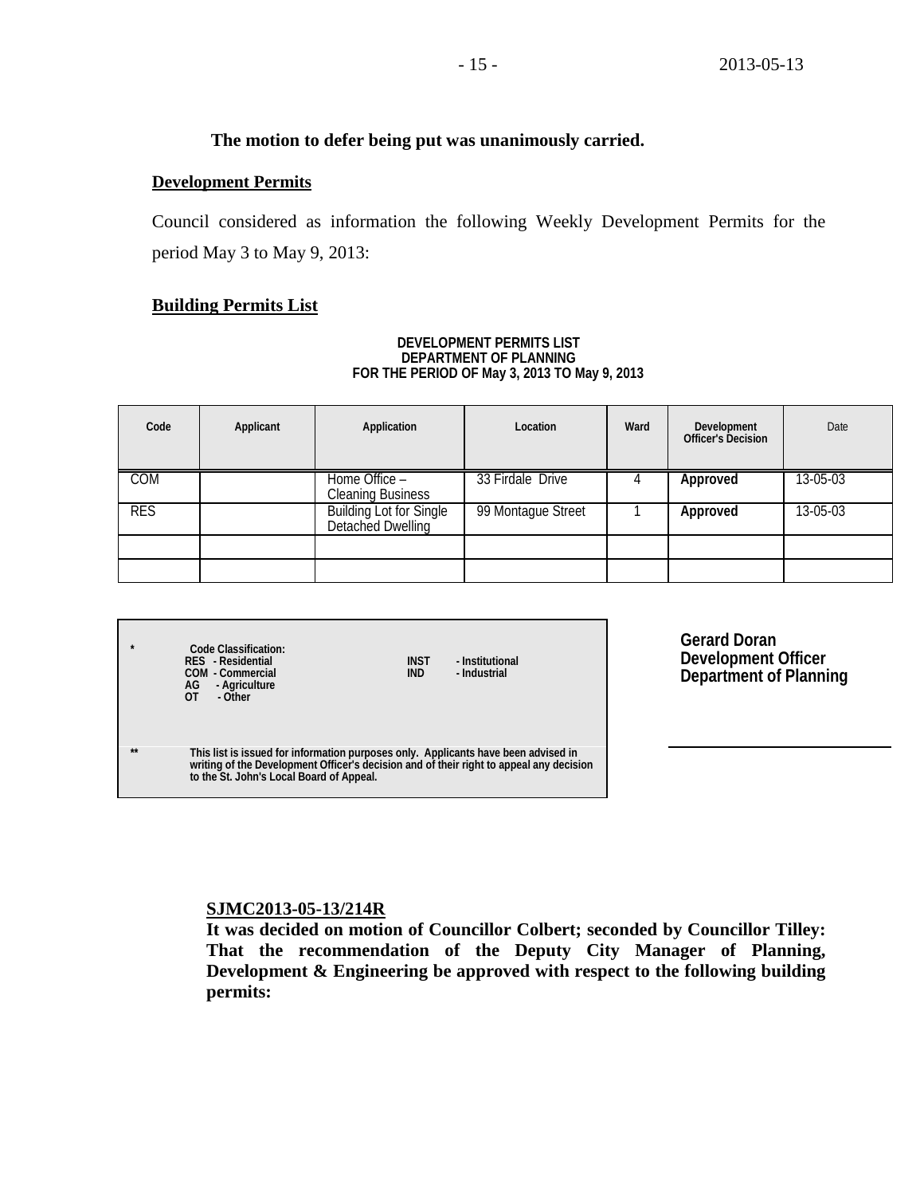**The motion to defer being put was unanimously carried.**

**Development Permits**

Council considered as information the following Weekly Development Permits for the period May 3 to May 9, 2013:

**Building Permits List**

**DEVELOPMENT PERMITS LIST**
**DEPARTMENT OF PLANNING**
**FOR THE PERIOD OF May 3, 2013 TO May 9, 2013**

| Code | Applicant | Application | Location | Ward | Development Officer's Decision | Date |
|---|---|---|---|---|---|---|
| COM | | Home Office – Cleaning Business | 33 Firdale Drive | 4 | **Approved** | 13-05-03 |
| RES | | Building Lot for Single Detached Dwelling | 99 Montague Street | 1 | **Approved** | 13-05-03 |
| | | | | | | |
| | | | | | | |

\* **Code Classification:**
**RES - Residential**
**COM - Commercial**
**AG - Agriculture**
**OT - Other**
**INST - Institutional**
**IND - Industrial**

\*\* **This list is issued for information purposes only. Applicants have been advised in writing of the Development Officer's decision and of their right to appeal any decision to the St. John's Local Board of Appeal.**

**Gerard Doran**
**Development Officer**
**Department of Planning**

**SJMC2013-05-13/214R**
**It was decided on motion of Councillor Colbert; seconded by Councillor Tilley: That the recommendation of the Deputy City Manager of Planning, Development & Engineering be approved with respect to the following building permits:**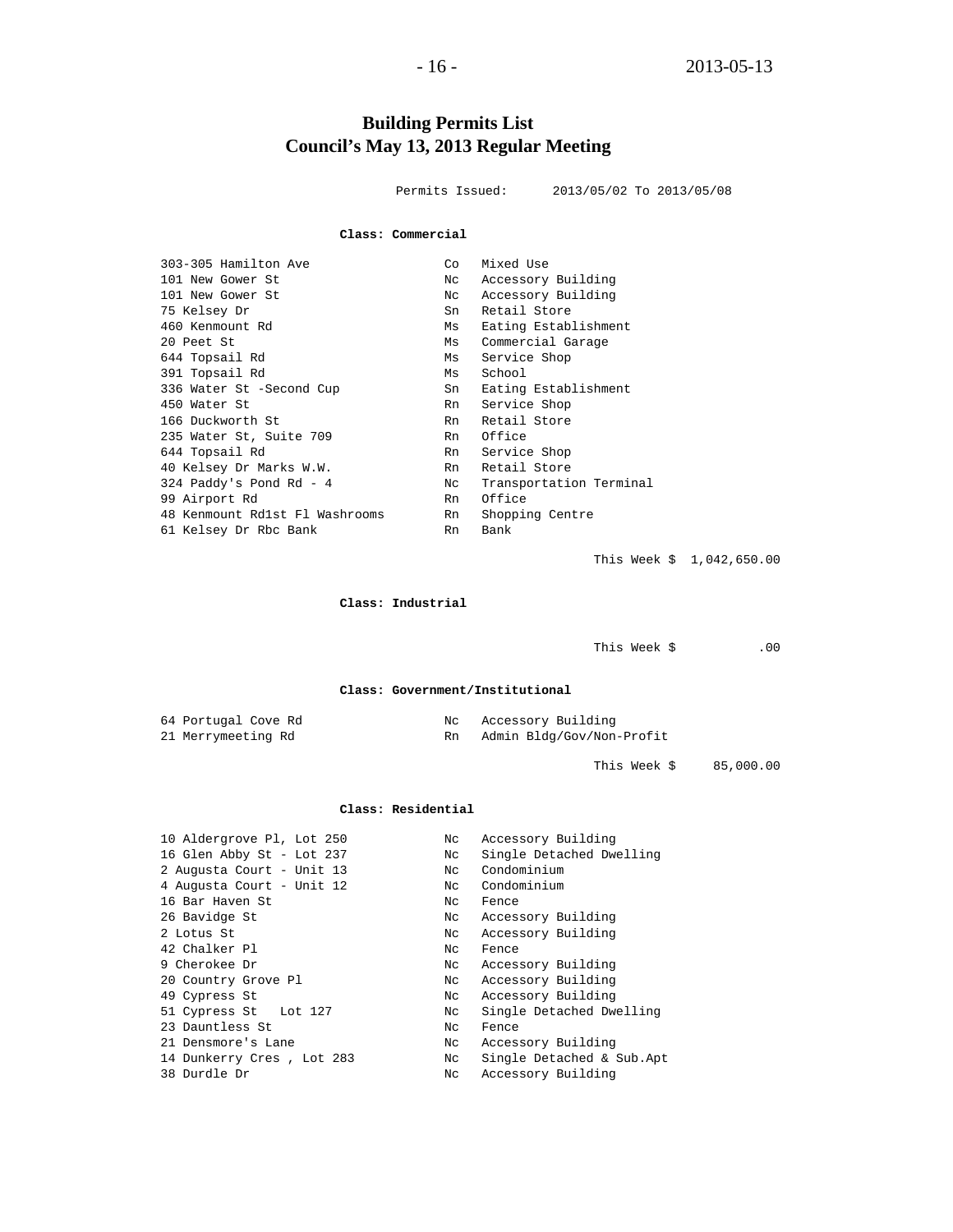# Building Permits List
## Council's May 13, 2013 Regular Meeting

Permits Issued: 2013/05/02 To 2013/05/08

**Class: Commercial**

| | | |
|---|---|---|
| 303-305 Hamilton Ave | Co | Mixed Use |
| 101 New Gower St | Nc | Accessory Building |
| 101 New Gower St | Nc | Accessory Building |
| 75 Kelsey Dr | Sn | Retail Store |
| 460 Kenmount Rd | Ms | Eating Establishment |
| 20 Peet St | Ms | Commercial Garage |
| 644 Topsail Rd | Ms | Service Shop |
| 391 Topsail Rd | Ms | School |
| 336 Water St -Second Cup | Sn | Eating Establishment |
| 450 Water St | Rn | Service Shop |
| 166 Duckworth St | Rn | Retail Store |
| 235 Water St, Suite 709 | Rn | Office |
| 644 Topsail Rd | Rn | Service Shop |
| 40 Kelsey Dr Marks W.W. | Rn | Retail Store |
| 324 Paddy's Pond Rd - 4 | Nc | Transportation Terminal |
| 99 Airport Rd | Rn | Office |
| 48 Kenmount Rd1st Fl Washrooms | Rn | Shopping Centre |
| 61 Kelsey Dr Rbc Bank | Rn | Bank |

This Week $ 1,042,650.00

**Class: Industrial**

This Week $ .00

**Class: Government/Institutional**

| | | |
|---|---|---|
| 64 Portugal Cove Rd | Nc | Accessory Building |
| 21 Merrymeeting Rd | Rn | Admin Bldg/Gov/Non-Profit |

This Week $ 85,000.00

**Class: Residential**

| | | |
|---|---|---|
| 10 Aldergrove Pl, Lot 250 | Nc | Accessory Building |
| 16 Glen Abby St - Lot 237 | Nc | Single Detached Dwelling |
| 2 Augusta Court - Unit 13 | Nc | Condominium |
| 4 Augusta Court - Unit 12 | Nc | Condominium |
| 16 Bar Haven St | Nc | Fence |
| 26 Bavidge St | Nc | Accessory Building |
| 2 Lotus St | Nc | Accessory Building |
| 42 Chalker Pl | Nc | Fence |
| 9 Cherokee Dr | Nc | Accessory Building |
| 20 Country Grove Pl | Nc | Accessory Building |
| 49 Cypress St | Nc | Accessory Building |
| 51 Cypress St Lot 127 | Nc | Single Detached Dwelling |
| 23 Dauntless St | Nc | Fence |
| 21 Densmore's Lane | Nc | Accessory Building |
| 14 Dunkerry Cres , Lot 283 | Nc | Single Detached & Sub.Apt |
| 38 Durdle Dr | Nc | Accessory Building |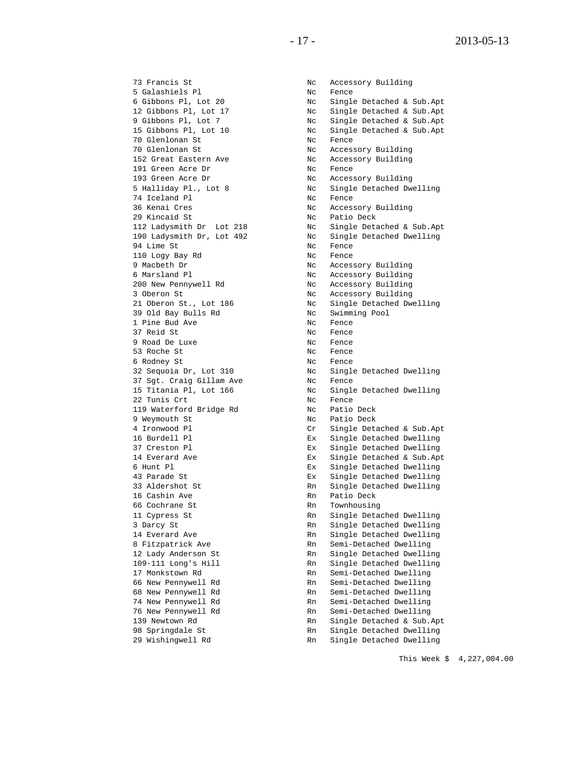| | | |
|---|---|---|
| 73 Francis St | Nc | Accessory Building |
| 5 Galashiels Pl | Nc | Fence |
| 6 Gibbons Pl, Lot 20 | Nc | Single Detached & Sub.Apt |
| 12 Gibbons Pl, Lot 17 | Nc | Single Detached & Sub.Apt |
| 9 Gibbons Pl, Lot 7 | Nc | Single Detached & Sub.Apt |
| 15 Gibbons Pl, Lot 10 | Nc | Single Detached & Sub.Apt |
| 70 Glenlonan St | Nc | Fence |
| 70 Glenlonan St | Nc | Accessory Building |
| 152 Great Eastern Ave | Nc | Accessory Building |
| 191 Green Acre Dr | Nc | Fence |
| 193 Green Acre Dr | Nc | Accessory Building |
| 5 Halliday Pl., Lot 8 | Nc | Single Detached Dwelling |
| 74 Iceland Pl | Nc | Fence |
| 36 Kenai Cres | Nc | Accessory Building |
| 29 Kincaid St | Nc | Patio Deck |
| 112 Ladysmith Dr Lot 218 | Nc | Single Detached & Sub.Apt |
| 190 Ladysmith Dr, Lot 492 | Nc | Single Detached Dwelling |
| 94 Lime St | Nc | Fence |
| 110 Logy Bay Rd | Nc | Fence |
| 9 Macbeth Dr | Nc | Accessory Building |
| 6 Marsland Pl | Nc | Accessory Building |
| 200 New Pennywell Rd | Nc | Accessory Building |
| 3 Oberon St | Nc | Accessory Building |
| 21 Oberon St., Lot 186 | Nc | Single Detached Dwelling |
| 39 Old Bay Bulls Rd | Nc | Swimming Pool |
| 1 Pine Bud Ave | Nc | Fence |
| 37 Reid St | Nc | Fence |
| 9 Road De Luxe | Nc | Fence |
| 53 Roche St | Nc | Fence |
| 6 Rodney St | Nc | Fence |
| 32 Sequoia Dr, Lot 310 | Nc | Single Detached Dwelling |
| 37 Sgt. Craig Gillam Ave | Nc | Fence |
| 15 Titania Pl, Lot 166 | Nc | Single Detached Dwelling |
| 22 Tunis Crt | Nc | Fence |
| 119 Waterford Bridge Rd | Nc | Patio Deck |
| 9 Weymouth St | Nc | Patio Deck |
| 4 Ironwood Pl | Cr | Single Detached & Sub.Apt |
| 16 Burdell Pl | Ex | Single Detached Dwelling |
| 37 Creston Pl | Ex | Single Detached Dwelling |
| 14 Everard Ave | Ex | Single Detached & Sub.Apt |
| 6 Hunt Pl | Ex | Single Detached Dwelling |
| 43 Parade St | Ex | Single Detached Dwelling |
| 33 Aldershot St | Rn | Single Detached Dwelling |
| 16 Cashin Ave | Rn | Patio Deck |
| 66 Cochrane St | Rn | Townhousing |
| 11 Cypress St | Rn | Single Detached Dwelling |
| 3 Darcy St | Rn | Single Detached Dwelling |
| 14 Everard Ave | Rn | Single Detached Dwelling |
| 8 Fitzpatrick Ave | Rn | Semi-Detached Dwelling |
| 12 Lady Anderson St | Rn | Single Detached Dwelling |
| 109-111 Long's Hill | Rn | Single Detached Dwelling |
| 17 Monkstown Rd | Rn | Semi-Detached Dwelling |
| 66 New Pennywell Rd | Rn | Semi-Detached Dwelling |
| 68 New Pennywell Rd | Rn | Semi-Detached Dwelling |
| 74 New Pennywell Rd | Rn | Semi-Detached Dwelling |
| 76 New Pennywell Rd | Rn | Semi-Detached Dwelling |
| 139 Newtown Rd | Rn | Single Detached & Sub.Apt |
| 98 Springdale St | Rn | Single Detached Dwelling |
| 29 Wishingwell Rd | Rn | Single Detached Dwelling |

This Week $ 4,227,004.00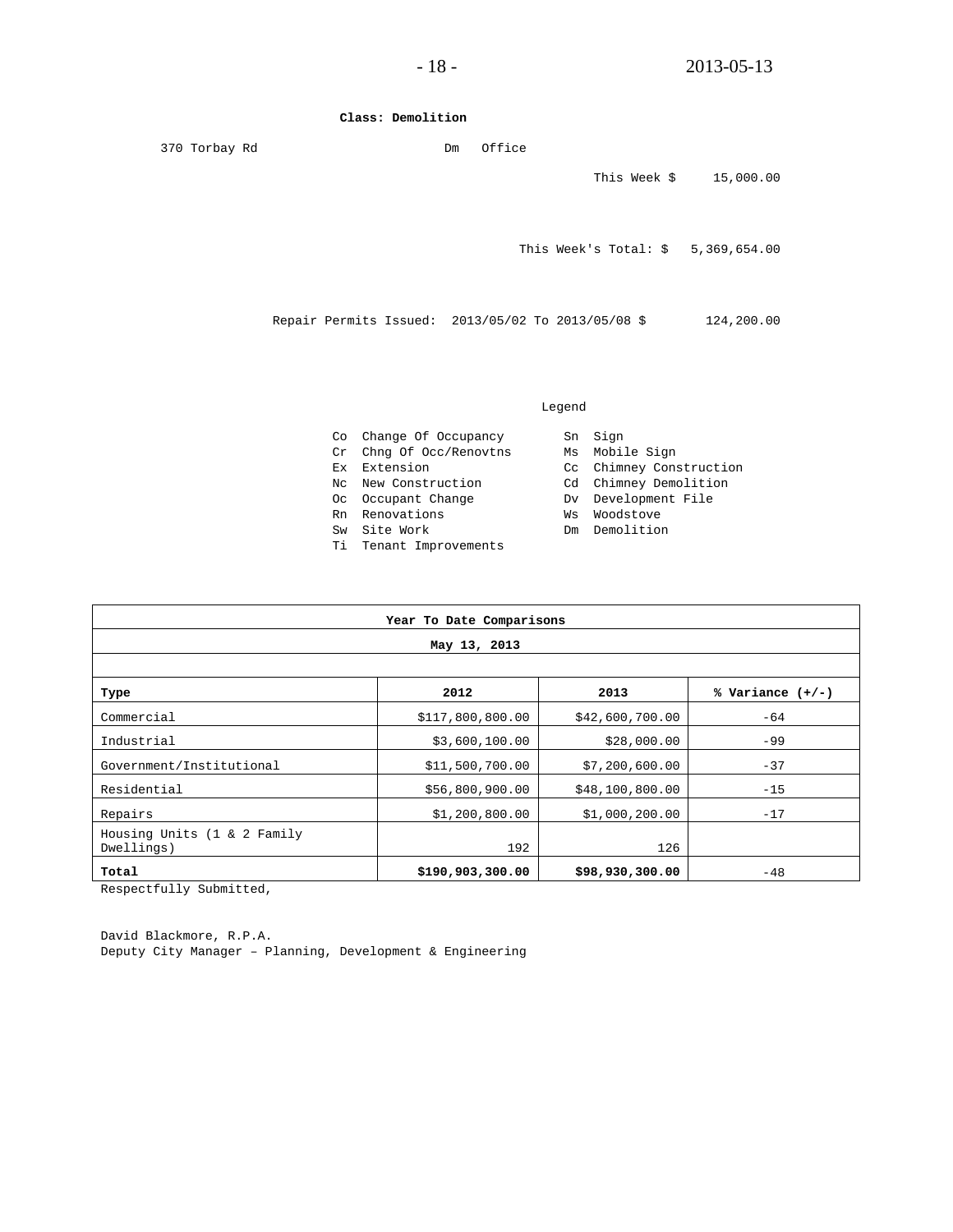**Class: Demolition**

370 Torbay Rd Dm Office

This Week $ 15,000.00

This Week's Total: $ 5,369,654.00

Repair Permits Issued: 2013/05/02 To 2013/05/08 $ 124,200.00

Legend

| | | | |
|---|---|---|---|
| Co | Change Of Occupancy | Sn | Sign |
| Cr | Chng Of Occ/Renovtns | Ms | Mobile Sign |
| Ex | Extension | Cc | Chimney Construction |
| Nc | New Construction | Cd | Chimney Demolition |
| Oc | Occupant Change | Dv | Development File |
| Rn | Renovations | Ws | Woodstove |
| Sw | Site Work | Dm | Demolition |
| Ti | Tenant Improvements | | |

**Year To Date Comparisons**

**May 13, 2013**

| **Type** | **2012** | **2013** | **% Variance (+/-)** |
|---|---|---|---|
| Commercial | $117,800,800.00 | $42,600,700.00 | -64 |
| Industrial | $3,600,100.00 | $28,000.00 | -99 |
| Government/Institutional | $11,500,700.00 | $7,200,600.00 | -37 |
| Residential | $56,800,900.00 | $48,100,800.00 | -15 |
| Repairs | $1,200,800.00 | $1,000,200.00 | -17 |
| Housing Units (1 & 2 Family Dwellings) | 192 | 126 | |
| **Total** | **$190,903,300.00** | **$98,930,300.00** | -48 |

Respectfully Submitted,

David Blackmore, R.P.A.
Deputy City Manager – Planning, Development & Engineering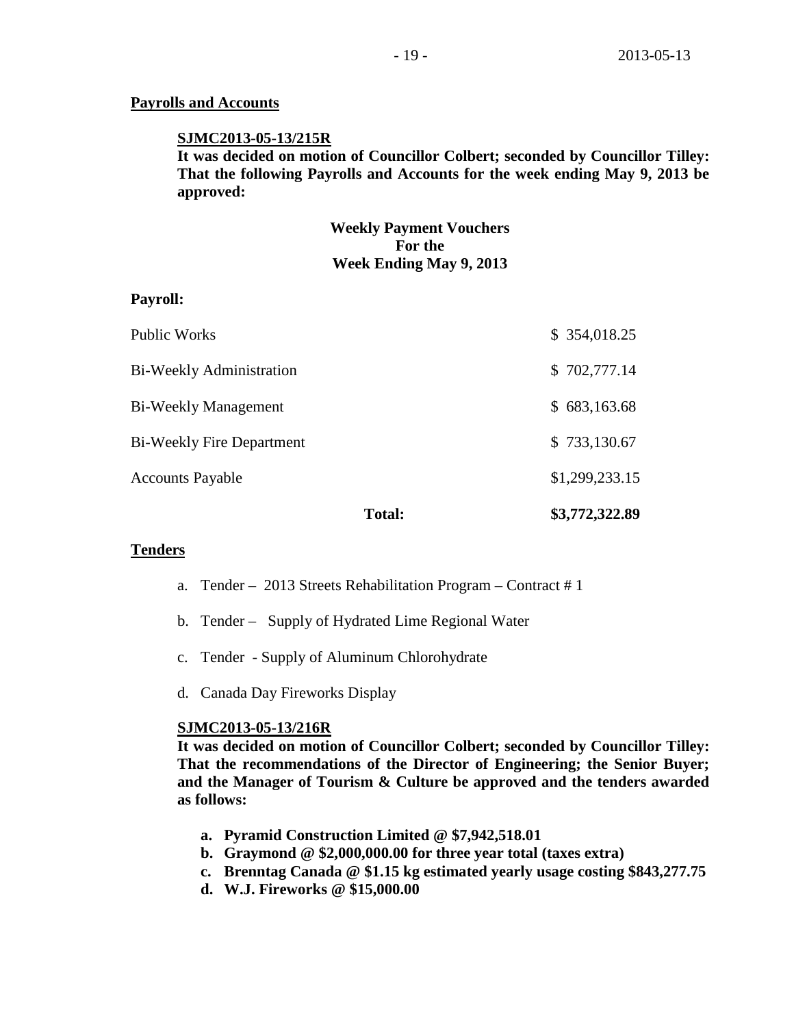**Payrolls and Accounts**

**SJMC2013-05-13/215R**

**It was decided on motion of Councillor Colbert; seconded by Councillor Tilley: That the following Payrolls and Accounts for the week ending May 9, 2013 be approved:**

**Weekly Payment Vouchers**
**For the**
**Week Ending May 9, 2013**

**Payroll:**

| | |
|---|---|
| Public Works | $ 354,018.25 |
| Bi-Weekly Administration | $ 702,777.14 |
| Bi-Weekly Management | $ 683,163.68 |
| Bi-Weekly Fire Department | $ 733,130.67 |
| Accounts Payable | $1,299,233.15 |
| **Total:** | **$3,772,322.89** |

**Tenders**

a. Tender – 2013 Streets Rehabilitation Program – Contract # 1

b. Tender – Supply of Hydrated Lime Regional Water

c. Tender - Supply of Aluminum Chlorohydrate

d. Canada Day Fireworks Display

**SJMC2013-05-13/216R**

**It was decided on motion of Councillor Colbert; seconded by Councillor Tilley: That the recommendations of the Director of Engineering; the Senior Buyer; and the Manager of Tourism & Culture be approved and the tenders awarded as follows:**

**a. Pyramid Construction Limited @ $7,942,518.01**
**b. Graymond @ $2,000,000.00 for three year total (taxes extra)**
**c. Brenntag Canada @ $1.15 kg estimated yearly usage costing $843,277.75**
**d. W.J. Fireworks @ $15,000.00**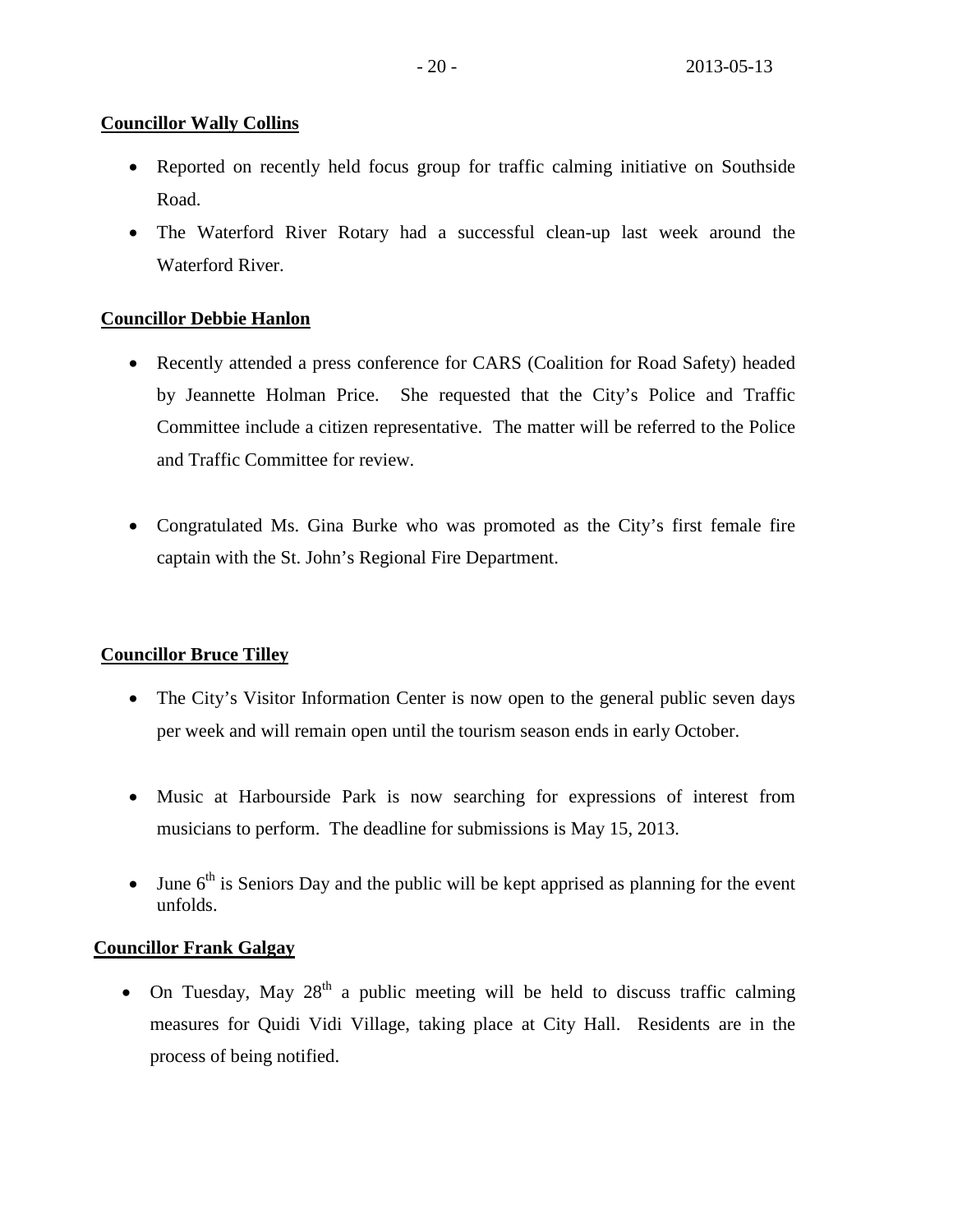**Councillor Wally Collins**

- Reported on recently held focus group for traffic calming initiative on Southside Road.
- The Waterford River Rotary had a successful clean-up last week around the Waterford River.

**Councillor Debbie Hanlon**

- Recently attended a press conference for CARS (Coalition for Road Safety) headed by Jeannette Holman Price. She requested that the City's Police and Traffic Committee include a citizen representative. The matter will be referred to the Police and Traffic Committee for review.
- Congratulated Ms. Gina Burke who was promoted as the City's first female fire captain with the St. John's Regional Fire Department.

**Councillor Bruce Tilley**

- The City's Visitor Information Center is now open to the general public seven days per week and will remain open until the tourism season ends in early October.
- Music at Harbourside Park is now searching for expressions of interest from musicians to perform. The deadline for submissions is May 15, 2013.
- June 6th is Seniors Day and the public will be kept apprised as planning for the event unfolds.

**Councillor Frank Galgay**

- On Tuesday, May 28th a public meeting will be held to discuss traffic calming measures for Quidi Vidi Village, taking place at City Hall. Residents are in the process of being notified.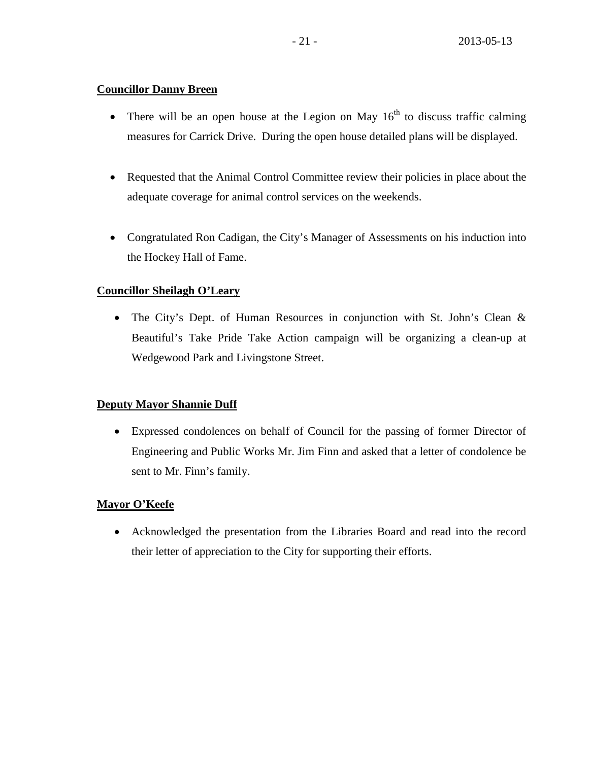**Councillor Danny Breen**

- There will be an open house at the Legion on May 16th to discuss traffic calming measures for Carrick Drive. During the open house detailed plans will be displayed.

- Requested that the Animal Control Committee review their policies in place about the adequate coverage for animal control services on the weekends.

- Congratulated Ron Cadigan, the City's Manager of Assessments on his induction into the Hockey Hall of Fame.

**Councillor Sheilagh O'Leary**

- The City's Dept. of Human Resources in conjunction with St. John's Clean & Beautiful's Take Pride Take Action campaign will be organizing a clean-up at Wedgewood Park and Livingstone Street.

**Deputy Mayor Shannie Duff**

- Expressed condolences on behalf of Council for the passing of former Director of Engineering and Public Works Mr. Jim Finn and asked that a letter of condolence be sent to Mr. Finn's family.

**Mayor O'Keefe**

- Acknowledged the presentation from the Libraries Board and read into the record their letter of appreciation to the City for supporting their efforts.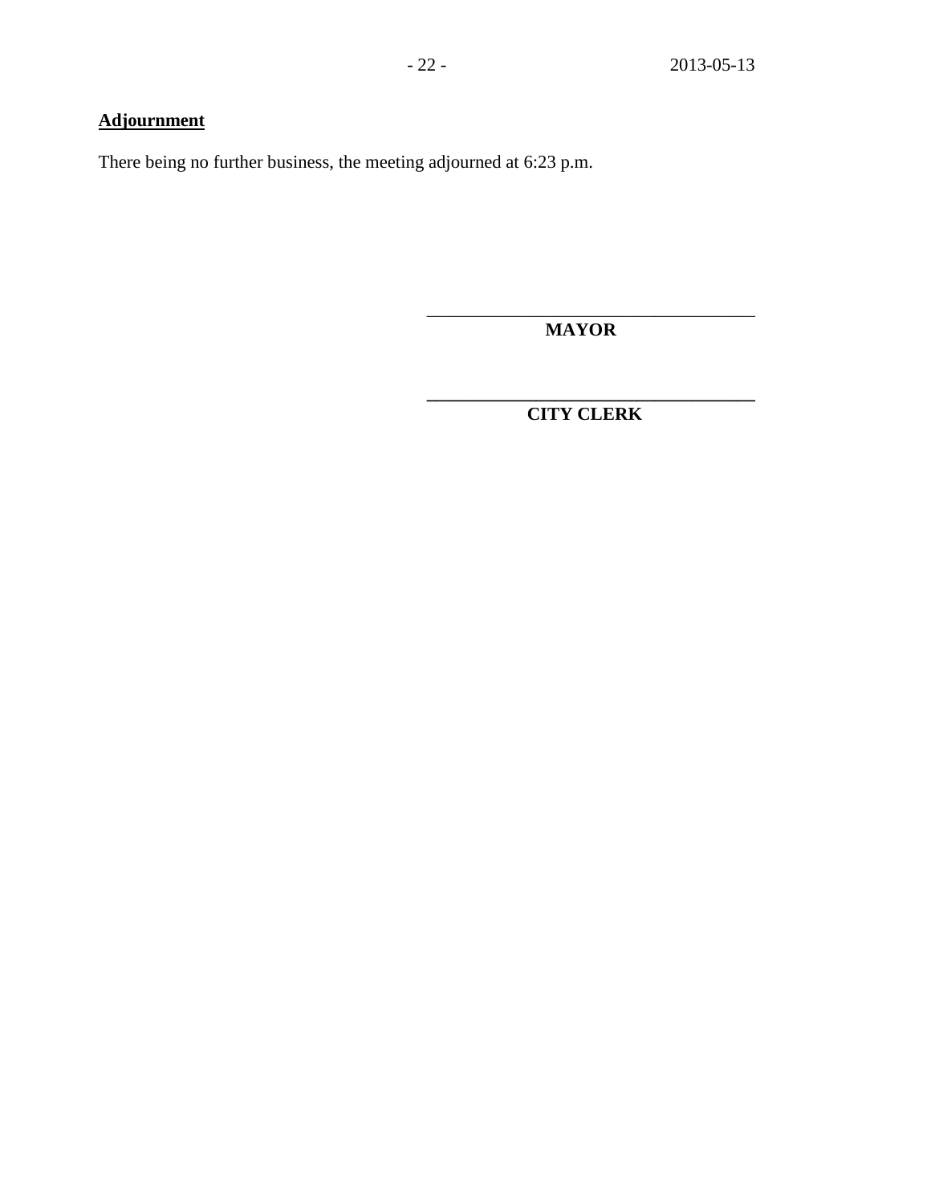**Adjournment**

There being no further business, the meeting adjourned at 6:23 p.m.

\_\_\_\_\_\_\_\_\_\_\_\_\_\_\_\_\_\_\_\_\_\_\_\_\_\_\_\_\_\_\_\_\_\_\_\_\_\_

**MAYOR**

\_\_\_\_\_\_\_\_\_\_\_\_\_\_\_\_\_\_\_\_\_\_\_\_\_\_\_\_\_\_\_\_\_\_\_\_\_\_

**CITY CLERK**